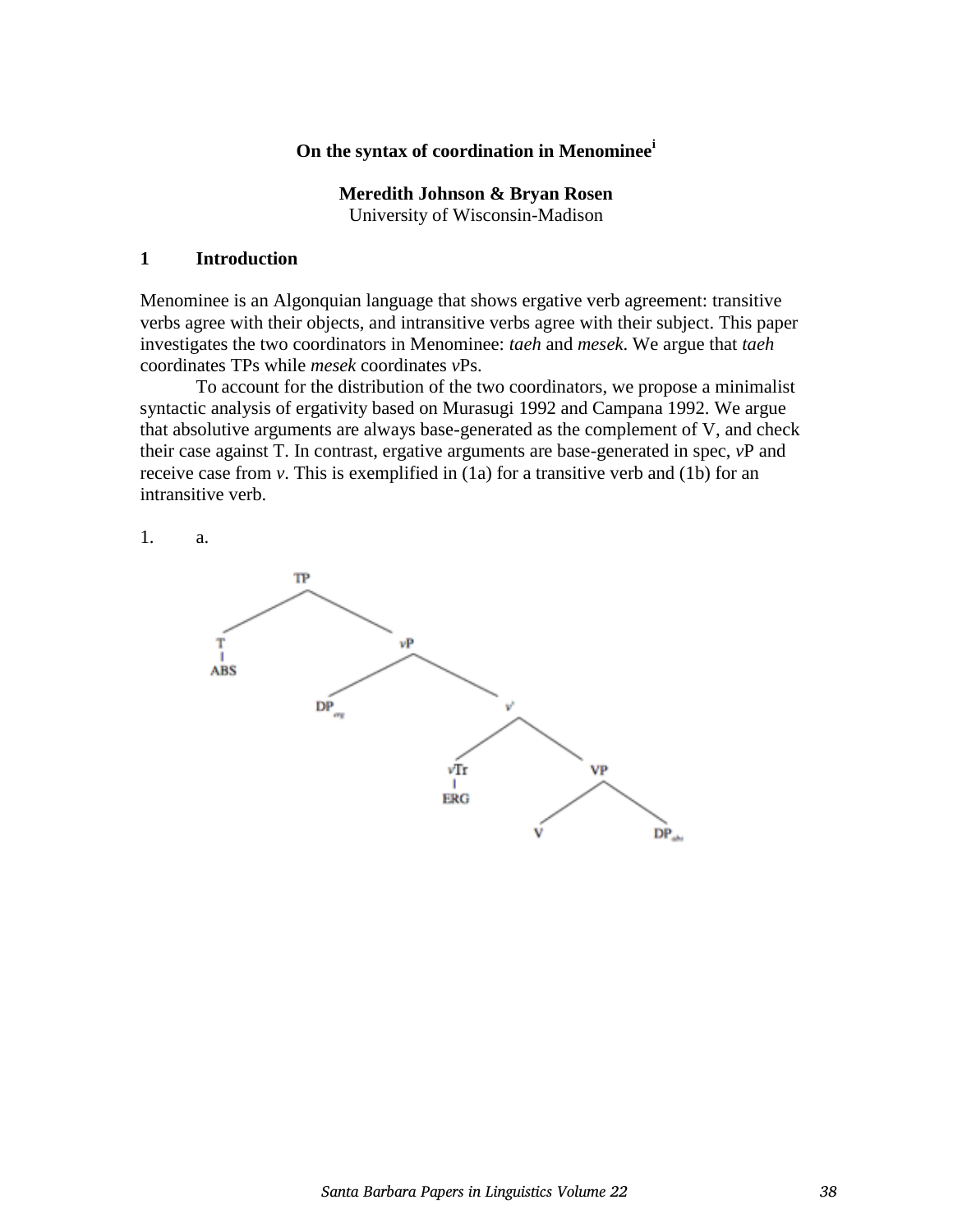**On the syntax of coordination in Menominee**[i]

**Meredith Johnson & Bryan Rosen**
University of Wisconsin-Madison

## 1 Introduction

Menominee is an Algonquian language that shows ergative verb agreement: transitive verbs agree with their objects, and intransitive verbs agree with their subject. This paper investigates the two coordinators in Menominee: *taeh* and *mesek*. We argue that *taeh* coordinates TPs while *mesek* coordinates *v*Ps.

To account for the distribution of the two coordinators, we propose a minimalist syntactic analysis of ergativity based on Murasugi 1992 and Campana 1992. We argue that absolutive arguments are always base-generated as the complement of V, and check their case against T. In contrast, ergative arguments are base-generated in spec, *v*P and receive case from *v*. This is exemplified in (1a) for a transitive verb and (1b) for an intransitive verb.

1. a.

```
TP
├── T
│   └── ABS
└── vP
    ├── DP_erg
    └── v'
        ├── vTr
        │   └── ERG
        └── VP
            ├── V
            └── DP_abs
```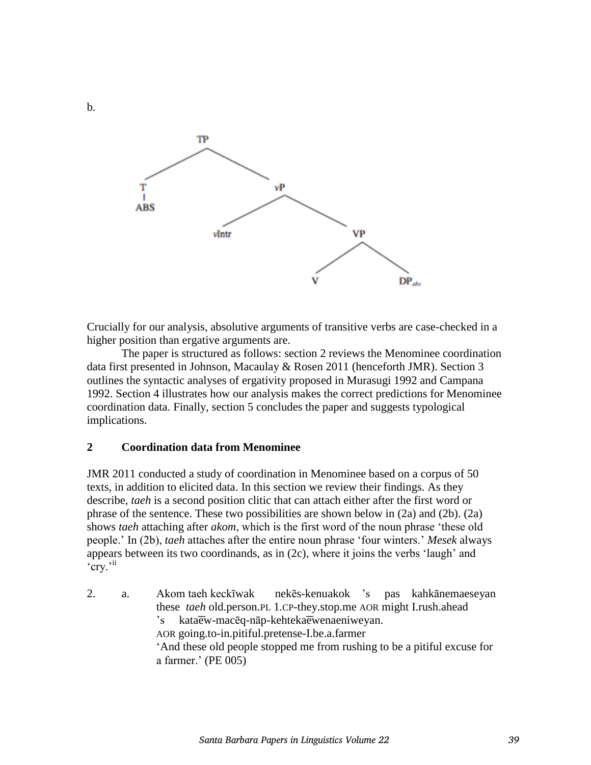b.

```
TP
├── T
│   └── ABS
└── vP
    ├── vIntr
    └── VP
        ├── V
        └── DP_abs
```

Crucially for our analysis, absolutive arguments of transitive verbs are case-checked in a higher position than ergative arguments are.

The paper is structured as follows: section 2 reviews the Menominee coordination data first presented in Johnson, Macaulay & Rosen 2011 (henceforth JMR). Section 3 outlines the syntactic analyses of ergativity proposed in Murasugi 1992 and Campana 1992. Section 4 illustrates how our analysis makes the correct predictions for Menominee coordination data. Finally, section 5 concludes the paper and suggests typological implications.

## 2 Coordination data from Menominee

JMR 2011 conducted a study of coordination in Menominee based on a corpus of 50 texts, in addition to elicited data. In this section we review their findings. As they describe, *taeh* is a second position clitic that can attach either after the first word or phrase of the sentence. These two possibilities are shown below in (2a) and (2b). (2a) shows *taeh* attaching after *akom*, which is the first word of the noun phrase 'these old people.' In (2b), *taeh* attaches after the entire noun phrase 'four winters.' *Mesek* always appears between its two coordinands, as in (2c), where it joins the verbs 'laugh' and 'cry.'[ii]

2. a. Akom taeh keckīwak nekēs-kenuakok 's pas kahkānemaeseyan
these *taeh* old.person.PL 1.CP-they.stop.me AOR might I.rush.ahead
's kataēw-macēq-nāp-kehtekaēwenaeniweyan.
AOR going.to-in.pitiful.pretense-I.be.a.farmer
'And these old people stopped me from rushing to be a pitiful excuse for a farmer.' (PE 005)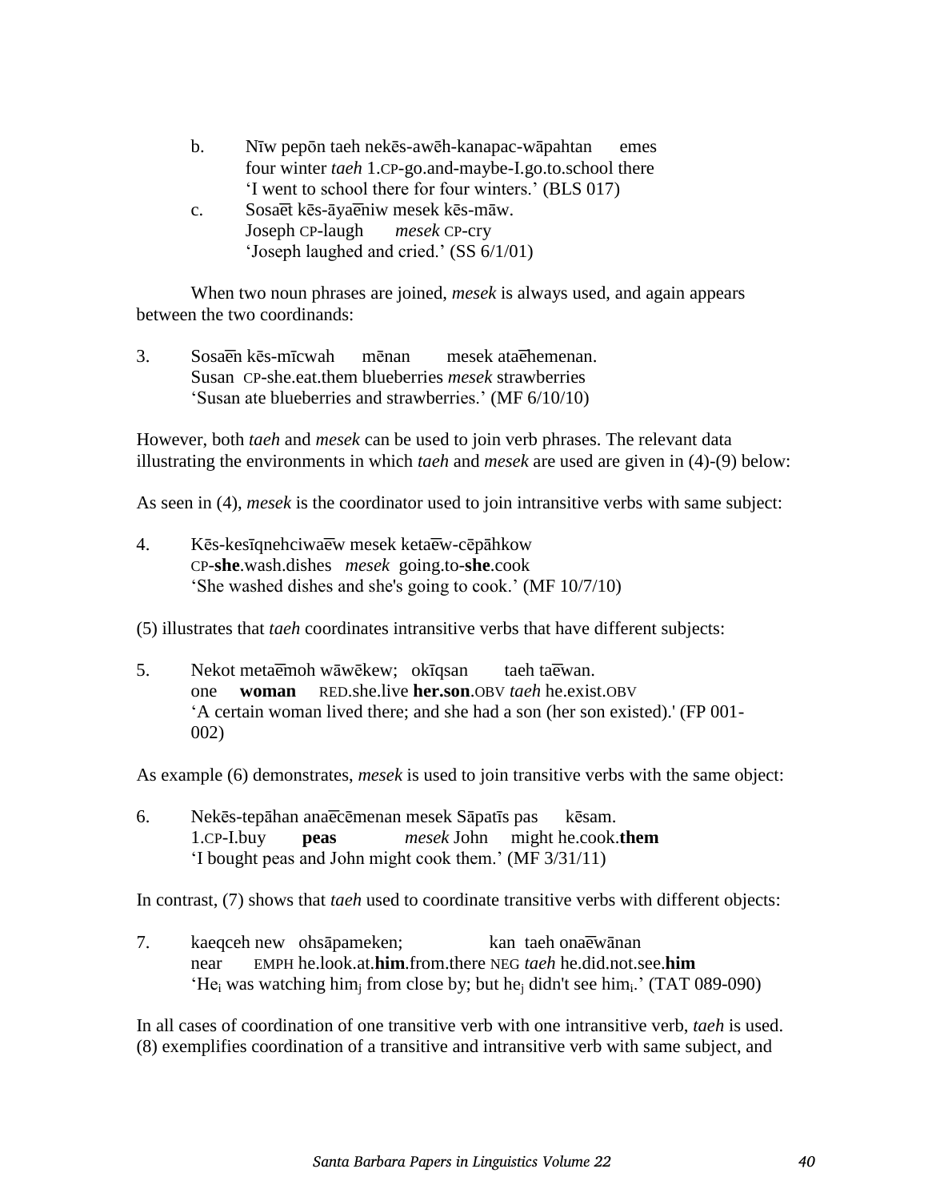b. Nīw pepōn taeh nekēs-awēh-kanapac-wāpahtan emes
   four winter *taeh* 1.CP-go.and-maybe-I.go.to.school there
   'I went to school there for four winters.' (BLS 017)

c. Sosae̅t kēs-āyae̅niw mesek kēs-māw.
   Joseph CP-laugh *mesek* CP-cry
   'Joseph laughed and cried.' (SS 6/1/01)

When two noun phrases are joined, *mesek* is always used, and again appears between the two coordinands:

3. Sosae̅n kēs-mīcwah mēnan mesek atae̅hemenan.
   Susan CP-she.eat.them blueberries *mesek* strawberries
   'Susan ate blueberries and strawberries.' (MF 6/10/10)

However, both *taeh* and *mesek* can be used to join verb phrases. The relevant data illustrating the environments in which *taeh* and *mesek* are used are given in (4)-(9) below:

As seen in (4), *mesek* is the coordinator used to join intransitive verbs with same subject:

4. Kēs-kesīqnehciwae̅w mesek ketae̅w-cēpāhkow
   CP-**she**.wash.dishes *mesek* going.to-**she**.cook
   'She washed dishes and she's going to cook.' (MF 10/7/10)

(5) illustrates that *taeh* coordinates intransitive verbs that have different subjects:

5. Nekot metae̅moh wāwēkew; okīqsan taeh tae̅wan.
   one **woman** RED.she.live **her.son**.OBV *taeh* he.exist.OBV
   'A certain woman lived there; and she had a son (her son existed).' (FP 001-002)

As example (6) demonstrates, *mesek* is used to join transitive verbs with the same object:

6. Nekēs-tepāhan anae̅cēmenan mesek Sāpatīs pas kēsam.
   1.CP-I.buy **peas** *mesek* John might he.cook.**them**
   'I bought peas and John might cook them.' (MF 3/31/11)

In contrast, (7) shows that *taeh* used to coordinate transitive verbs with different objects:

7. kaeqceh new ohsāpameken; kan taeh onae̅wānan
   near EMPH he.look.at.**him**.from.there NEG *taeh* he.did.not.see.**him**
   'He$_i$ was watching him$_j$ from close by; but he$_j$ didn't see him$_i$.' (TAT 089-090)

In all cases of coordination of one transitive verb with one intransitive verb, *taeh* is used. (8) exemplifies coordination of a transitive and intransitive verb with same subject, and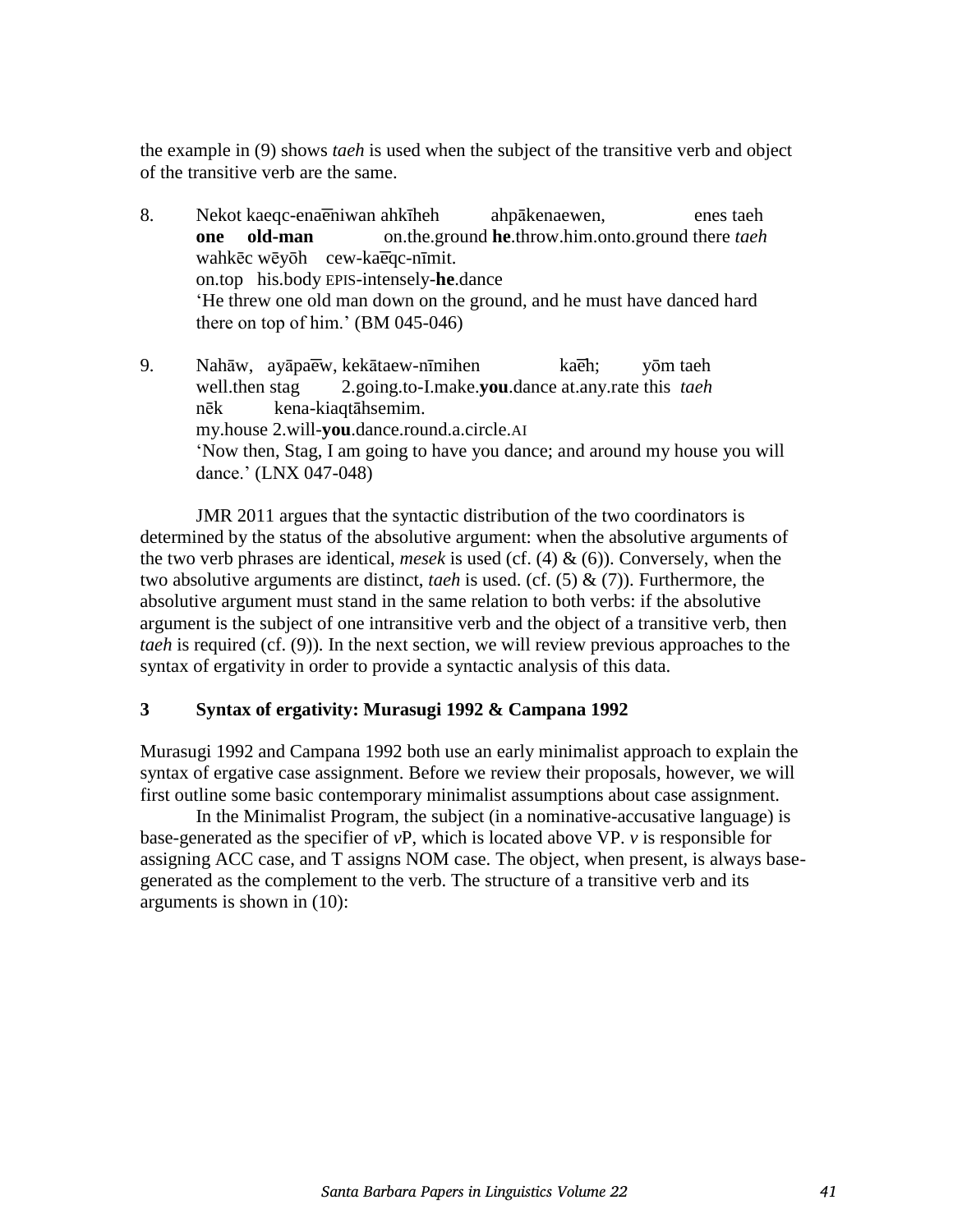the example in (9) shows *taeh* is used when the subject of the transitive verb and object of the transitive verb are the same.

8. Nekot kaeqc-enaēniwan ahkīheh ahpākenaewen, enes taeh
   **one old-man** on.the.ground **he**.throw.him.onto.ground there *taeh*
   wahkēc wēyōh cew-kaēqc-nīmit.
   on.top his.body EPIS-intensely-**he**.dance
   'He threw one old man down on the ground, and he must have danced hard there on top of him.' (BM 045-046)

9. Nahāw, ayāpaēw, kekātaew-nīmihen kaēh; yōm taeh
   well.then stag 2.going.to-I.make.**you**.dance at.any.rate this *taeh*
   nēk kena-kiaqtāhsemim.
   my.house 2.will-**you**.dance.round.a.circle.AI
   'Now then, Stag, I am going to have you dance; and around my house you will dance.' (LNX 047-048)

JMR 2011 argues that the syntactic distribution of the two coordinators is determined by the status of the absolutive argument: when the absolutive arguments of the two verb phrases are identical, *mesek* is used (cf. (4) & (6)). Conversely, when the two absolutive arguments are distinct, *taeh* is used. (cf. (5) & (7)). Furthermore, the absolutive argument must stand in the same relation to both verbs: if the absolutive argument is the subject of one intransitive verb and the object of a transitive verb, then *taeh* is required (cf. (9)). In the next section, we will review previous approaches to the syntax of ergativity in order to provide a syntactic analysis of this data.

## 3 Syntax of ergativity: Murasugi 1992 & Campana 1992

Murasugi 1992 and Campana 1992 both use an early minimalist approach to explain the syntax of ergative case assignment. Before we review their proposals, however, we will first outline some basic contemporary minimalist assumptions about case assignment.

In the Minimalist Program, the subject (in a nominative-accusative language) is base-generated as the specifier of *v*P, which is located above VP. *v* is responsible for assigning ACC case, and T assigns NOM case. The object, when present, is always base-generated as the complement to the verb. The structure of a transitive verb and its arguments is shown in (10):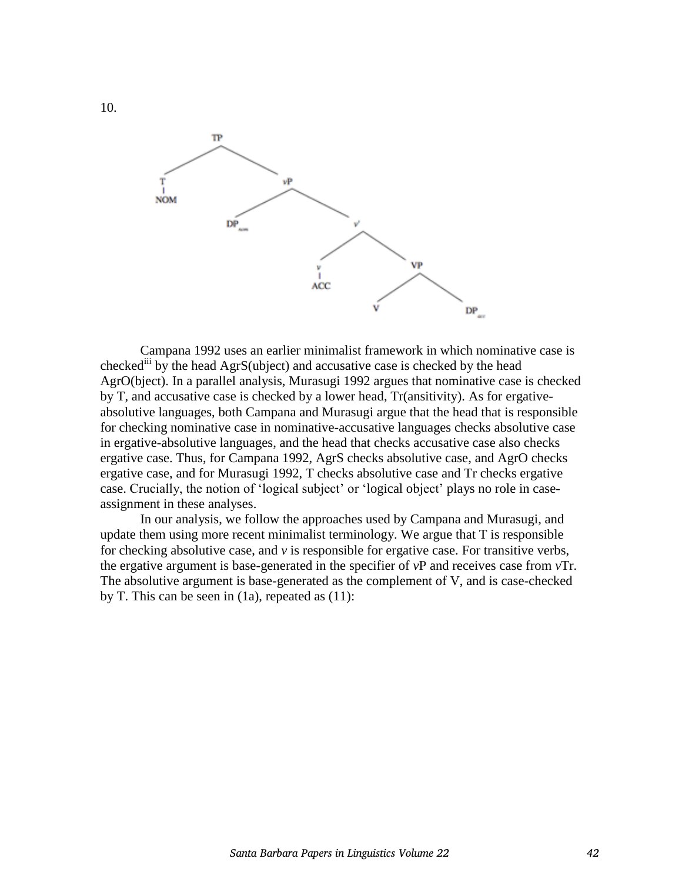10.

Campana 1992 uses an earlier minimalist framework in which nominative case is checked[iii] by the head AgrS(ubject) and accusative case is checked by the head AgrO(bject). In a parallel analysis, Murasugi 1992 argues that nominative case is checked by T, and accusative case is checked by a lower head, Tr(ansitivity). As for ergative-absolutive languages, both Campana and Murasugi argue that the head that is responsible for checking nominative case in nominative-accusative languages checks absolutive case in ergative-absolutive languages, and the head that checks accusative case also checks ergative case. Thus, for Campana 1992, AgrS checks absolutive case, and AgrO checks ergative case, and for Murasugi 1992, T checks absolutive case and Tr checks ergative case. Crucially, the notion of 'logical subject' or 'logical object' plays no role in case-assignment in these analyses.

In our analysis, we follow the approaches used by Campana and Murasugi, and update them using more recent minimalist terminology. We argue that T is responsible for checking absolutive case, and *v* is responsible for ergative case. For transitive verbs, the ergative argument is base-generated in the specifier of *v*P and receives case from *v*Tr. The absolutive argument is base-generated as the complement of V, and is case-checked by T. This can be seen in (1a), repeated as (11):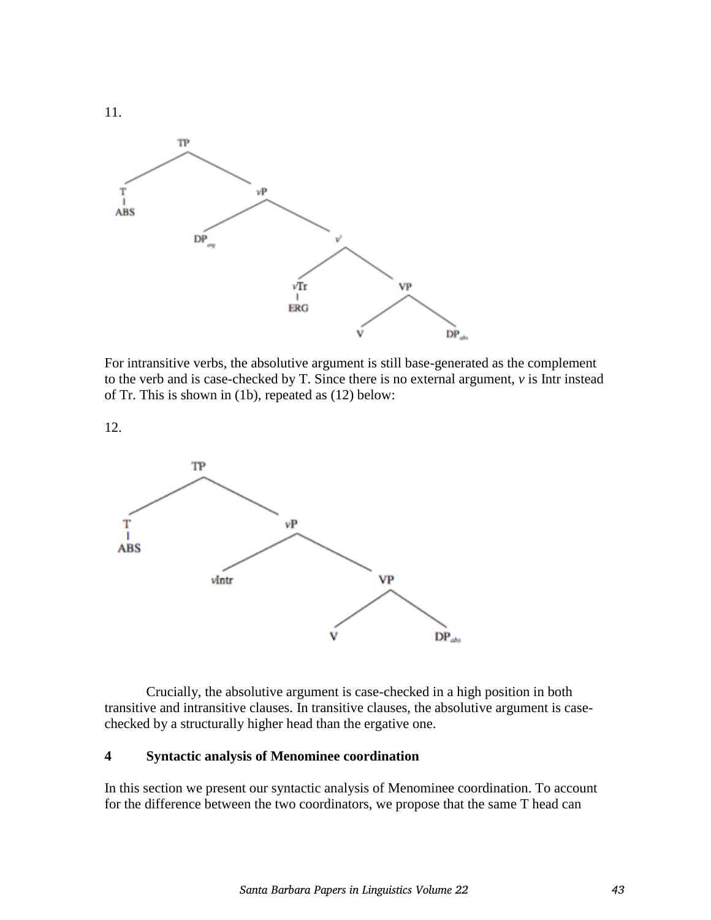11.

For intransitive verbs, the absolutive argument is still base-generated as the complement to the verb and is case-checked by T. Since there is no external argument, *v* is Intr instead of Tr. This is shown in (1b), repeated as (12) below:

12.

Crucially, the absolutive argument is case-checked in a high position in both transitive and intransitive clauses. In transitive clauses, the absolutive argument is case-checked by a structurally higher head than the ergative one.

## 4 Syntactic analysis of Menominee coordination

In this section we present our syntactic analysis of Menominee coordination. To account for the difference between the two coordinators, we propose that the same T head can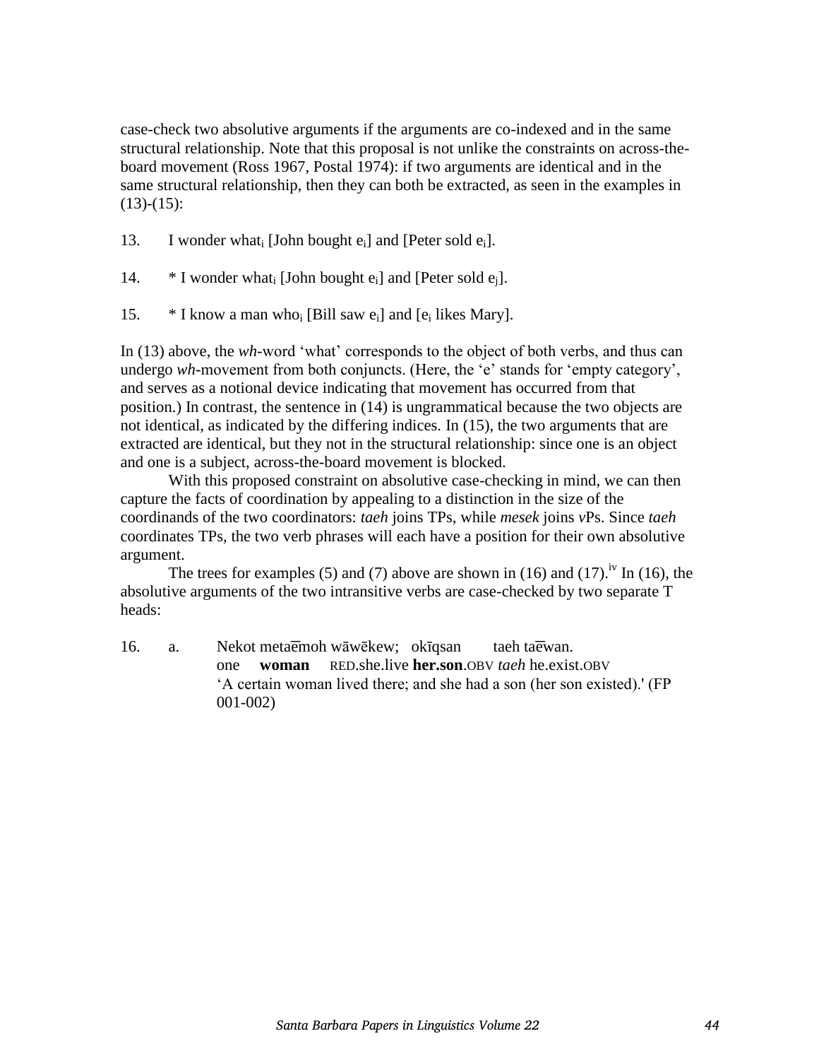case-check two absolutive arguments if the arguments are co-indexed and in the same structural relationship. Note that this proposal is not unlike the constraints on across-the-board movement (Ross 1967, Postal 1974): if two arguments are identical and in the same structural relationship, then they can both be extracted, as seen in the examples in (13)-(15):

13. I wonder what$_i$ [John bought e$_i$] and [Peter sold e$_i$].

14. * I wonder what$_i$ [John bought e$_i$] and [Peter sold e$_j$].

15. * I know a man who$_i$ [Bill saw e$_i$] and [e$_i$ likes Mary].

In (13) above, the *wh*-word 'what' corresponds to the object of both verbs, and thus can undergo *wh*-movement from both conjuncts. (Here, the 'e' stands for 'empty category', and serves as a notional device indicating that movement has occurred from that position.) In contrast, the sentence in (14) is ungrammatical because the two objects are not identical, as indicated by the differing indices. In (15), the two arguments that are extracted are identical, but they not in the structural relationship: since one is an object and one is a subject, across-the-board movement is blocked.

With this proposed constraint on absolutive case-checking in mind, we can then capture the facts of coordination by appealing to a distinction in the size of the coordinands of the two coordinators: *taeh* joins TPs, while *mesek* joins *v*Ps. Since *taeh* coordinates TPs, the two verb phrases will each have a position for their own absolutive argument.

The trees for examples (5) and (7) above are shown in (16) and (17).[iv] In (16), the absolutive arguments of the two intransitive verbs are case-checked by two separate T heads:

16. a. Nekot metaē̄moh wāwēkew; okīqsan taeh taē̄wan.
one **woman** RED.she.live **her.son**.OBV *taeh* he.exist.OBV
'A certain woman lived there; and she had a son (her son existed).' (FP 001-002)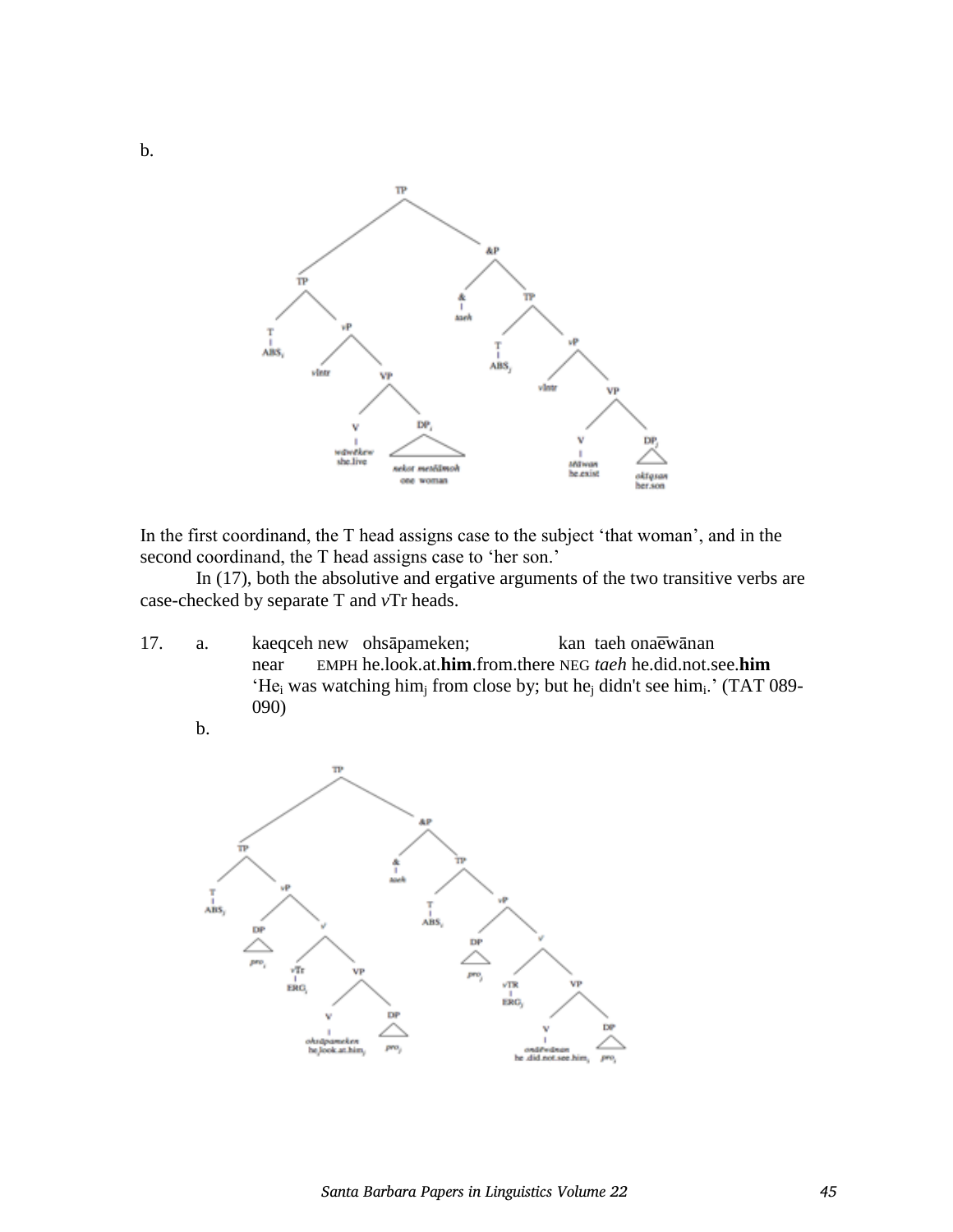b.

In the first coordinand, the T head assigns case to the subject 'that woman', and in the second coordinand, the T head assigns case to 'her son.'

In (17), both the absolutive and ergative arguments of the two transitive verbs are case-checked by separate T and *v*Tr heads.

17. a. kaeqceh new ohsāpameken; kan taeh onaēwānan
near EMPH he.look.at.**him**.from.there NEG *taeh* he.did.not.see.**him**
'He$_i$ was watching him$_j$ from close by; but he$_j$ didn't see him$_i$.' (TAT 089-090)

b.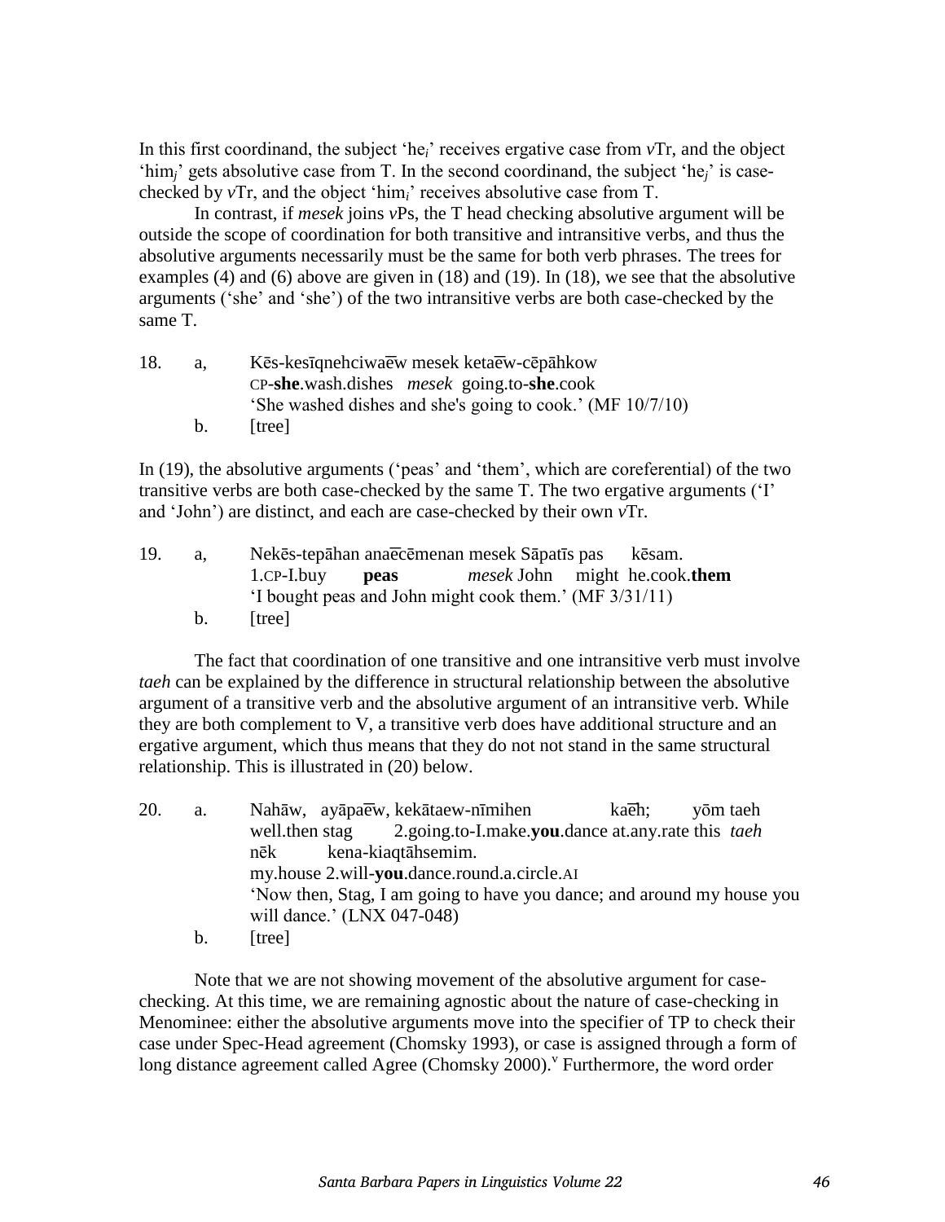In this first coordinand, the subject 'he$_i$' receives ergative case from *v*Tr, and the object 'him$_j$' gets absolutive case from T. In the second coordinand, the subject 'he$_j$' is case-checked by *v*Tr, and the object 'him$_i$' receives absolutive case from T.

In contrast, if *mesek* joins *v*Ps, the T head checking absolutive argument will be outside the scope of coordination for both transitive and intransitive verbs, and thus the absolutive arguments necessarily must be the same for both verb phrases. The trees for examples (4) and (6) above are given in (18) and (19). In (18), we see that the absolutive arguments ('she' and 'she') of the two intransitive verbs are both case-checked by the same T.

18. a, Kēs-kesīqnehciwae͞w mesek ketae͞w-cēpāhkow
  CP-**she**.wash.dishes *mesek* going.to-**she**.cook
  'She washed dishes and she's going to cook.' (MF 10/7/10)
 b. [tree]

In (19), the absolutive arguments ('peas' and 'them', which are coreferential) of the two transitive verbs are both case-checked by the same T. The two ergative arguments ('I' and 'John') are distinct, and each are case-checked by their own *v*Tr.

19. a, Nekēs-tepāhan anae͞cēmenan mesek Sāpatīs pas kēsam.
  1.CP-I.buy **peas** *mesek* John might he.cook.**them**
  'I bought peas and John might cook them.' (MF 3/31/11)
 b. [tree]

The fact that coordination of one transitive and one intransitive verb must involve *taeh* can be explained by the difference in structural relationship between the absolutive argument of a transitive verb and the absolutive argument of an intransitive verb. While they are both complement to V, a transitive verb does have additional structure and an ergative argument, which thus means that they do not not stand in the same structural relationship. This is illustrated in (20) below.

20. a. Nahāw, ayāpae͞w, kekātaew-nīmihen kae͞h; yōm taeh
  well.then stag 2.going.to-I.make.**you**.dance at.any.rate this *taeh*
  nēk kena-kiaqtāhsemim.
  my.house 2.will-**you**.dance.round.a.circle.AI
  'Now then, Stag, I am going to have you dance; and around my house you will dance.' (LNX 047-048)
 b. [tree]

Note that we are not showing movement of the absolutive argument for case-checking. At this time, we are remaining agnostic about the nature of case-checking in Menominee: either the absolutive arguments move into the specifier of TP to check their case under Spec-Head agreement (Chomsky 1993), or case is assigned through a form of long distance agreement called Agree (Chomsky 2000).[v] Furthermore, the word order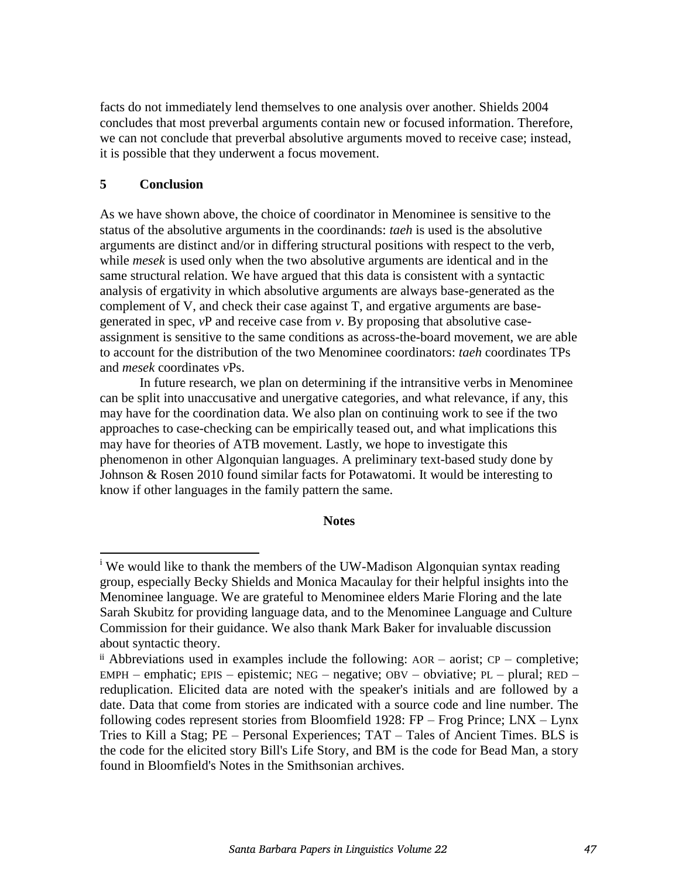facts do not immediately lend themselves to one analysis over another. Shields 2004 concludes that most preverbal arguments contain new or focused information. Therefore, we can not conclude that preverbal absolutive arguments moved to receive case; instead, it is possible that they underwent a focus movement.

## 5 Conclusion

As we have shown above, the choice of coordinator in Menominee is sensitive to the status of the absolutive arguments in the coordinands: *taeh* is used is the absolutive arguments are distinct and/or in differing structural positions with respect to the verb, while *mesek* is used only when the two absolutive arguments are identical and in the same structural relation. We have argued that this data is consistent with a syntactic analysis of ergativity in which absolutive arguments are always base-generated as the complement of V, and check their case against T, and ergative arguments are base-generated in spec, *v*P and receive case from *v*. By proposing that absolutive case-assignment is sensitive to the same conditions as across-the-board movement, we are able to account for the distribution of the two Menominee coordinators: *taeh* coordinates TPs and *mesek* coordinates *v*Ps.

In future research, we plan on determining if the intransitive verbs in Menominee can be split into unaccusative and unergative categories, and what relevance, if any, this may have for the coordination data. We also plan on continuing work to see if the two approaches to case-checking can be empirically teased out, and what implications this may have for theories of ATB movement. Lastly, we hope to investigate this phenomenon in other Algonquian languages. A preliminary text-based study done by Johnson & Rosen 2010 found similar facts for Potawatomi. It would be interesting to know if other languages in the family pattern the same.

**Notes**

[i] We would like to thank the members of the UW-Madison Algonquian syntax reading group, especially Becky Shields and Monica Macaulay for their helpful insights into the Menominee language. We are grateful to Menominee elders Marie Floring and the late Sarah Skubitz for providing language data, and to the Menominee Language and Culture Commission for their guidance. We also thank Mark Baker for invaluable discussion about syntactic theory.

[ii] Abbreviations used in examples include the following: AOR – aorist; CP – completive; EMPH – emphatic; EPIS – epistemic; NEG – negative; OBV – obviative; PL – plural; RED – reduplication. Elicited data are noted with the speaker's initials and are followed by a date. Data that come from stories are indicated with a source code and line number. The following codes represent stories from Bloomfield 1928: FP – Frog Prince; LNX – Lynx Tries to Kill a Stag; PE – Personal Experiences; TAT – Tales of Ancient Times. BLS is the code for the elicited story Bill's Life Story, and BM is the code for Bead Man, a story found in Bloomfield's Notes in the Smithsonian archives.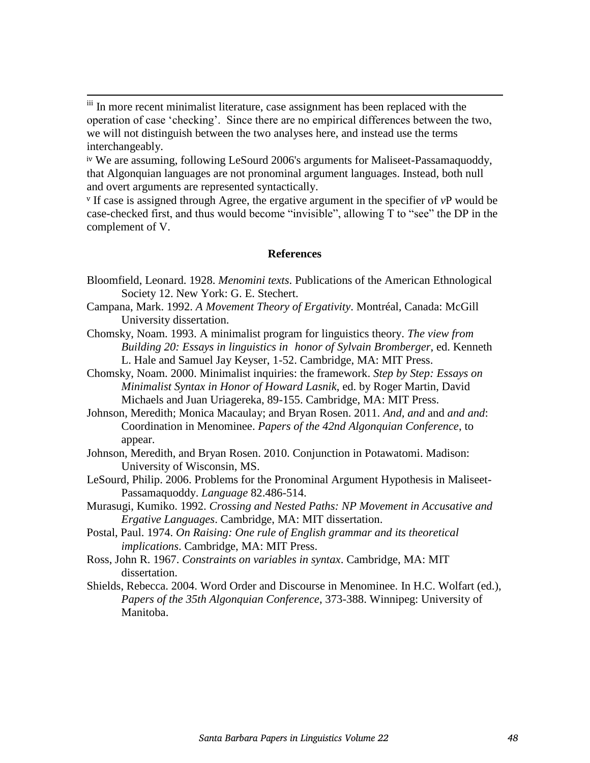[iii] In more recent minimalist literature, case assignment has been replaced with the operation of case 'checking'. Since there are no empirical differences between the two, we will not distinguish between the two analyses here, and instead use the terms interchangeably.

[iv] We are assuming, following LeSourd 2006's arguments for Maliseet-Passamaquoddy, that Algonquian languages are not pronominal argument languages. Instead, both null and overt arguments are represented syntactically.

[v] If case is assigned through Agree, the ergative argument in the specifier of *v*P would be case-checked first, and thus would become "invisible", allowing T to "see" the DP in the complement of V.

**References**

Bloomfield, Leonard. 1928. *Menomini texts*. Publications of the American Ethnological Society 12. New York: G. E. Stechert.

Campana, Mark. 1992. *A Movement Theory of Ergativity*. Montréal, Canada: McGill University dissertation.

Chomsky, Noam. 1993. A minimalist program for linguistics theory. *The view from Building 20: Essays in linguistics in honor of Sylvain Bromberger*, ed. Kenneth L. Hale and Samuel Jay Keyser, 1-52. Cambridge, MA: MIT Press.

Chomsky, Noam. 2000. Minimalist inquiries: the framework. *Step by Step: Essays on Minimalist Syntax in Honor of Howard Lasnik*, ed. by Roger Martin, David Michaels and Juan Uriagereka, 89-155. Cambridge, MA: MIT Press.

Johnson, Meredith; Monica Macaulay; and Bryan Rosen. 2011. *And, and* and *and and*: Coordination in Menominee. *Papers of the 42nd Algonquian Conference*, to appear.

Johnson, Meredith, and Bryan Rosen. 2010. Conjunction in Potawatomi. Madison: University of Wisconsin, MS.

LeSourd, Philip. 2006. Problems for the Pronominal Argument Hypothesis in Maliseet-Passamaquoddy. *Language* 82.486-514.

Murasugi, Kumiko. 1992. *Crossing and Nested Paths: NP Movement in Accusative and Ergative Languages*. Cambridge, MA: MIT dissertation.

Postal, Paul. 1974. *On Raising: One rule of English grammar and its theoretical implications*. Cambridge, MA: MIT Press.

Ross, John R. 1967. *Constraints on variables in syntax*. Cambridge, MA: MIT dissertation.

Shields, Rebecca. 2004. Word Order and Discourse in Menominee. In H.C. Wolfart (ed.), *Papers of the 35th Algonquian Conference*, 373-388. Winnipeg: University of Manitoba.